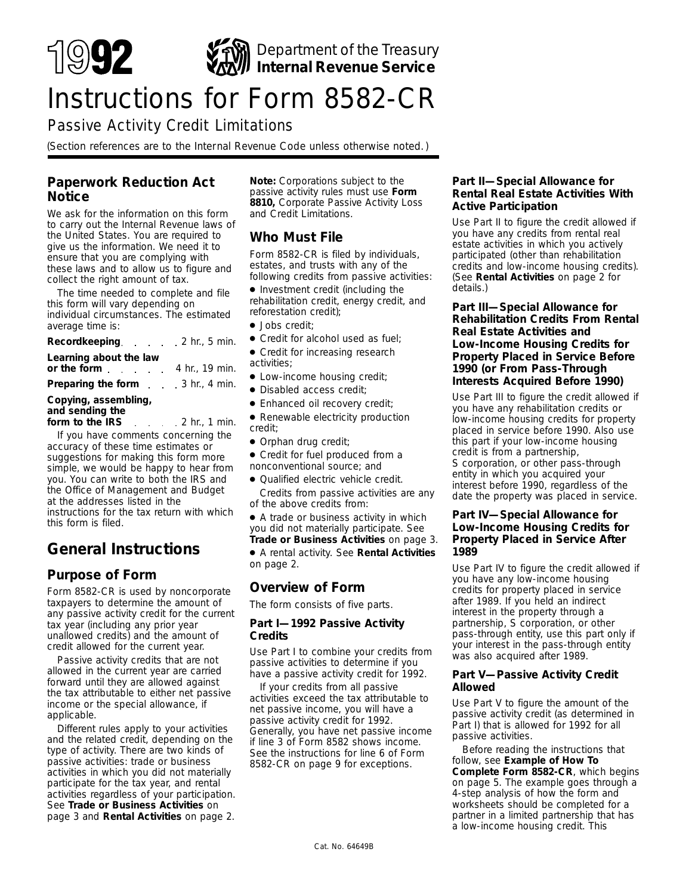# 1992 Instructions for Form 8582-CR

Department of the Treasury
**Internal Revenue Service**

## Passive Activity Credit Limitations

(Section references are to the Internal Revenue Code unless otherwise noted.)

## Paperwork Reduction Act Notice

We ask for the information on this form to carry out the Internal Revenue laws of the United States. You are required to give us the information. We need it to ensure that you are complying with these laws and to allow us to figure and collect the right amount of tax.

The time needed to complete and file this form will vary depending on individual circumstances. The estimated average time is:

| | |
|---|---|
| **Recordkeeping** | 2 hr., 5 min. |
| **Learning about the law or the form** | 4 hr., 19 min. |
| **Preparing the form** | 3 hr., 4 min. |
| **Copying, assembling, and sending the form to the IRS** | 2 hr., 1 min. |

If you have comments concerning the accuracy of these time estimates or suggestions for making this form more simple, we would be happy to hear from you. You can write to both the IRS and the Office of Management and Budget at the addresses listed in the instructions for the tax return with which this form is filed.

# General Instructions

## Purpose of Form

Form 8582-CR is used by noncorporate taxpayers to determine the amount of any passive activity credit for the current tax year (including any prior year unallowed credits) and the amount of credit allowed for the current year.

Passive activity credits that are not allowed in the current year are carried forward until they are allowed against the tax attributable to either net passive income or the special allowance, if applicable.

Different rules apply to your activities and the related credit, depending on the type of activity. There are two kinds of passive activities: trade or business activities in which you did not materially participate for the tax year, and rental activities regardless of your participation. See **Trade or Business Activities** on page 3 and **Rental Activities** on page 2.

**Note:** Corporations subject to the passive activity rules must use **Form 8810,** Corporate Passive Activity Loss and Credit Limitations.

## Who Must File

Form 8582-CR is filed by individuals, estates, and trusts with any of the following credits from passive activities:

- Investment credit (including the rehabilitation credit, energy credit, and reforestation credit);
- Jobs credit;
- Credit for alcohol used as fuel;
- Credit for increasing research activities;
- Low-income housing credit;
- Disabled access credit;
- Enhanced oil recovery credit;
- Renewable electricity production credit;
- Orphan drug credit;
- Credit for fuel produced from a nonconventional source; and
- Qualified electric vehicle credit.

Credits from passive activities are any of the above credits from:

- A trade or business activity in which you did not materially participate. See **Trade or Business Activities** on page 3.
- A rental activity. See **Rental Activities** on page 2.

## Overview of Form

The form consists of five parts.

### Part I—1992 Passive Activity Credits

Use Part I to combine your credits from passive activities to determine if you have a passive activity credit for 1992.

If your credits from all passive activities exceed the tax attributable to net passive income, you will have a passive activity credit for 1992. Generally, you have net passive income if line 3 of Form 8582 shows income. See the instructions for line 6 of Form 8582-CR on page 9 for exceptions.

### Part II—Special Allowance for Rental Real Estate Activities With Active Participation

Use Part II to figure the credit allowed if you have any credits from rental real estate activities in which you actively participated (other than rehabilitation credits and low-income housing credits). (See **Rental Activities** on page 2 for details.)

### Part III—Special Allowance for Rehabilitation Credits From Rental Real Estate Activities and Low-Income Housing Credits for Property Placed in Service Before 1990 (or From Pass-Through Interests Acquired Before 1990)

Use Part III to figure the credit allowed if you have any rehabilitation credits or low-income housing credits for property placed in service before 1990. Also use this part if your low-income housing credit is from a partnership, S corporation, or other pass-through entity in which you acquired your interest before 1990, regardless of the date the property was placed in service.

### Part IV—Special Allowance for Low-Income Housing Credits for Property Placed in Service After 1989

Use Part IV to figure the credit allowed if you have any low-income housing credits for property placed in service after 1989. If you held an indirect interest in the property through a partnership, S corporation, or other pass-through entity, use this part only if your interest in the pass-through entity was also acquired after 1989.

### Part V—Passive Activity Credit Allowed

Use Part V to figure the amount of the passive activity credit (as determined in Part I) that is allowed for 1992 for all passive activities.

Before reading the instructions that follow, see **Example of How To Complete Form 8582-CR**, which begins on page 5. The example goes through a 4-step analysis of how the form and worksheets should be completed for a partner in a limited partnership that has a low-income housing credit. This

Cat. No. 64649B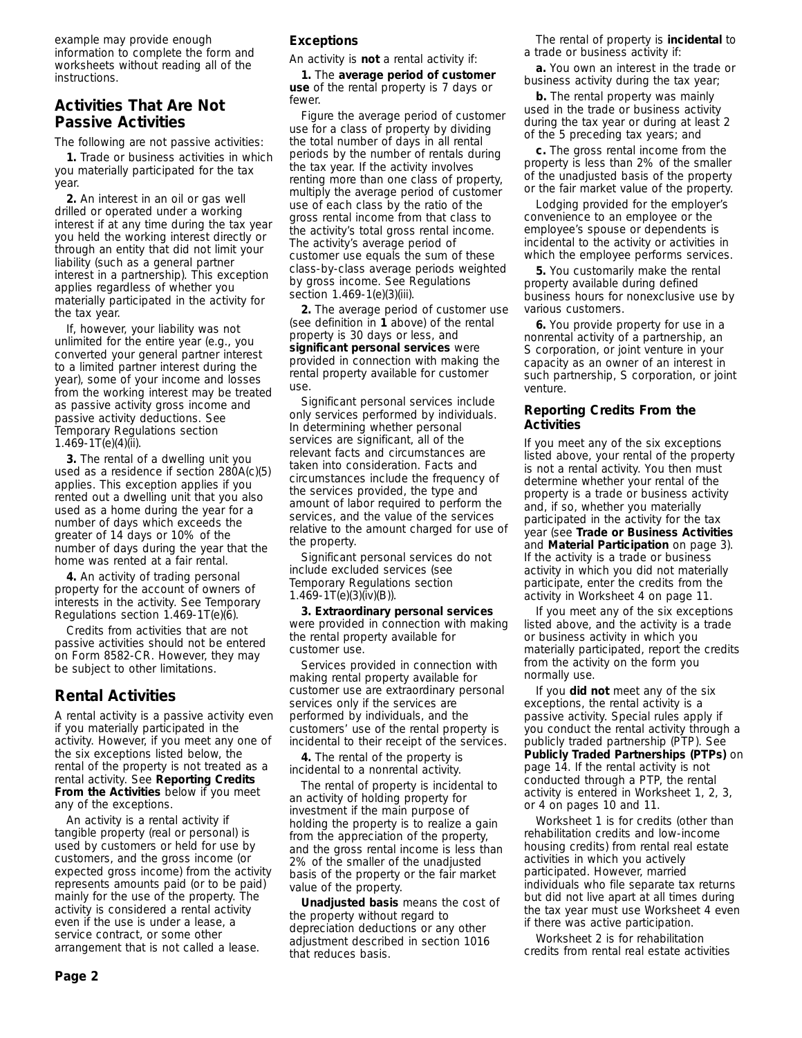example may provide enough information to complete the form and worksheets without reading all of the instructions.

## Activities That Are Not Passive Activities

The following are not passive activities:

**1.** Trade or business activities in which you materially participated for the tax year.

**2.** An interest in an oil or gas well drilled or operated under a working interest if at any time during the tax year you held the working interest directly or through an entity that did not limit your liability (such as a general partner interest in a partnership). This exception applies regardless of whether you materially participated in the activity for the tax year.

If, however, your liability was not unlimited for the entire year (e.g., you converted your general partner interest to a limited partner interest during the year), some of your income and losses from the working interest may be treated as passive activity gross income and passive activity deductions. See Temporary Regulations section 1.469-1T(e)(4)(ii).

**3.** The rental of a dwelling unit you used as a residence if section 280A(c)(5) applies. This exception applies if you rented out a dwelling unit that you also used as a home during the year for a number of days which exceeds the greater of 14 days or 10% of the number of days during the year that the home was rented at a fair rental.

**4.** An activity of trading personal property for the account of owners of interests in the activity. See Temporary Regulations section 1.469-1T(e)(6).

Credits from activities that are not passive activities should not be entered on Form 8582-CR. However, they may be subject to other limitations.

## Rental Activities

A rental activity is a passive activity even if you materially participated in the activity. However, if you meet any one of the six exceptions listed below, the rental of the property is not treated as a rental activity. See **Reporting Credits From the Activities** below if you meet any of the exceptions.

An activity is a rental activity if tangible property (real or personal) is used by customers or held for use by customers, and the gross income (or expected gross income) from the activity represents amounts paid (or to be paid) mainly for the use of the property. The activity is considered a rental activity even if the use is under a lease, a service contract, or some other arrangement that is not called a lease.

### Exceptions

An activity is **not** a rental activity if:

**1.** The **average period of customer use** of the rental property is 7 days or fewer.

Figure the average period of customer use for a class of property by dividing the total number of days in all rental periods by the number of rentals during the tax year. If the activity involves renting more than one class of property, multiply the average period of customer use of each class by the ratio of the gross rental income from that class to the activity's total gross rental income. The activity's average period of customer use equals the sum of these class-by-class average periods weighted by gross income. See Regulations section 1.469-1(e)(3)(iii).

**2.** The average period of customer use (see definition in **1** above) of the rental property is 30 days or less, and **significant personal services** were provided in connection with making the rental property available for customer use.

Significant personal services include only services performed by individuals. In determining whether personal services are significant, all of the relevant facts and circumstances are taken into consideration. Facts and circumstances include the frequency of the services provided, the type and amount of labor required to perform the services, and the value of the services relative to the amount charged for use of the property.

Significant personal services do not include excluded services (see Temporary Regulations section 1.469-1T(e)(3)(iv)(B)).

**3. Extraordinary personal services** were provided in connection with making the rental property available for customer use.

Services provided in connection with making rental property available for customer use are extraordinary personal services only if the services are performed by individuals, and the customers' use of the rental property is incidental to their receipt of the services.

**4.** The rental of the property is incidental to a nonrental activity.

The rental of property is incidental to an activity of holding property for investment if the main purpose of holding the property is to realize a gain from the appreciation of the property, and the gross rental income is less than 2% of the smaller of the unadjusted basis of the property or the fair market value of the property.

**Unadjusted basis** means the cost of the property without regard to depreciation deductions or any other adjustment described in section 1016 that reduces basis.

The rental of property is **incidental** to a trade or business activity if:

**a.** You own an interest in the trade or business activity during the tax year;

**b.** The rental property was mainly used in the trade or business activity during the tax year or during at least 2 of the 5 preceding tax years; and

**c.** The gross rental income from the property is less than 2% of the smaller of the unadjusted basis of the property or the fair market value of the property.

Lodging provided for the employer's convenience to an employee or the employee's spouse or dependents is incidental to the activity or activities in which the employee performs services.

**5.** You customarily make the rental property available during defined business hours for nonexclusive use by various customers.

**6.** You provide property for use in a nonrental activity of a partnership, an S corporation, or joint venture in your capacity as an owner of an interest in such partnership, S corporation, or joint venture.

### Reporting Credits From the Activities

If you meet any of the six exceptions listed above, your rental of the property is not a rental activity. You then must determine whether your rental of the property is a trade or business activity and, if so, whether you materially participated in the activity for the tax year (see **Trade or Business Activities** and **Material Participation** on page 3). If the activity is a trade or business activity in which you did not materially participate, enter the credits from the activity in Worksheet 4 on page 11.

If you meet any of the six exceptions listed above, and the activity is a trade or business activity in which you materially participated, report the credits from the activity on the form you normally use.

If you **did not** meet any of the six exceptions, the rental activity is a passive activity. Special rules apply if you conduct the rental activity through a publicly traded partnership (PTP). See **Publicly Traded Partnerships (PTPs)** on page 14. If the rental activity is not conducted through a PTP, the rental activity is entered in Worksheet 1, 2, 3, or 4 on pages 10 and 11.

Worksheet 1 is for credits (other than rehabilitation credits and low-income housing credits) from rental real estate activities in which you actively participated. However, married individuals who file separate tax returns but did not live apart at all times during the tax year must use Worksheet 4 even if there was active participation.

Worksheet 2 is for rehabilitation credits from rental real estate activities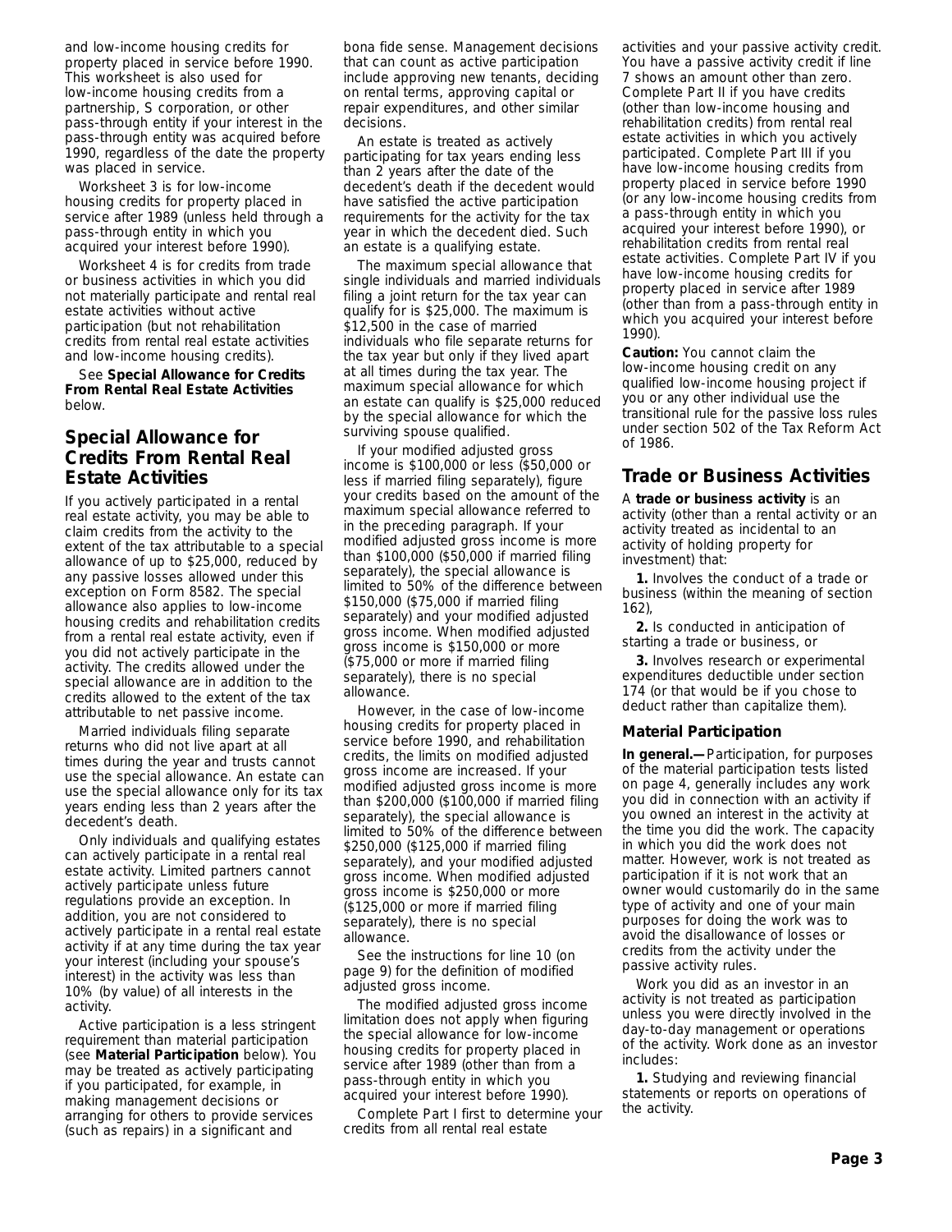and low-income housing credits for property placed in service before 1990. This worksheet is also used for low-income housing credits from a partnership, S corporation, or other pass-through entity if your interest in the pass-through entity was acquired before 1990, regardless of the date the property was placed in service.

Worksheet 3 is for low-income housing credits for property placed in service after 1989 (unless held through a pass-through entity in which you acquired your interest before 1990).

Worksheet 4 is for credits from trade or business activities in which you did not materially participate and rental real estate activities without active participation (but not rehabilitation credits from rental real estate activities and low-income housing credits).

See **Special Allowance for Credits From Rental Real Estate Activities** below.

## Special Allowance for Credits From Rental Real Estate Activities

If you actively participated in a rental real estate activity, you may be able to claim credits from the activity to the extent of the tax attributable to a special allowance of up to $25,000, reduced by any passive losses allowed under this exception on Form 8582. The special allowance also applies to low-income housing credits and rehabilitation credits from a rental real estate activity, even if you did not actively participate in the activity. The credits allowed under the special allowance are in addition to the credits allowed to the extent of the tax attributable to net passive income.

Married individuals filing separate returns who did not live apart at all times during the year and trusts cannot use the special allowance. An estate can use the special allowance only for its tax years ending less than 2 years after the decedent's death.

Only individuals and qualifying estates can actively participate in a rental real estate activity. Limited partners cannot actively participate unless future regulations provide an exception. In addition, you are not considered to actively participate in a rental real estate activity if at any time during the tax year your interest (including your spouse's interest) in the activity was less than 10% (by value) of all interests in the activity.

Active participation is a less stringent requirement than material participation (see **Material Participation** below). You may be treated as actively participating if you participated, for example, in making management decisions or arranging for others to provide services (such as repairs) in a significant and bona fide sense. Management decisions that can count as active participation include approving new tenants, deciding on rental terms, approving capital or repair expenditures, and other similar decisions.

An estate is treated as actively participating for tax years ending less than 2 years after the date of the decedent's death if the decedent would have satisfied the active participation requirements for the activity for the tax year in which the decedent died. Such an estate is a qualifying estate.

The maximum special allowance that single individuals and married individuals filing a joint return for the tax year can qualify for is $25,000. The maximum is $12,500 in the case of married individuals who file separate returns for the tax year but only if they lived apart at all times during the tax year. The maximum special allowance for which an estate can qualify is $25,000 reduced by the special allowance for which the surviving spouse qualified.

If your modified adjusted gross income is $100,000 or less ($50,000 or less if married filing separately), figure your credits based on the amount of the maximum special allowance referred to in the preceding paragraph. If your modified adjusted gross income is more than $100,000 ($50,000 if married filing separately), the special allowance is limited to 50% of the difference between $150,000 ($75,000 if married filing separately) and your modified adjusted gross income. When modified adjusted gross income is $150,000 or more ($75,000 or more if married filing separately), there is no special allowance.

However, in the case of low-income housing credits for property placed in service before 1990, and rehabilitation credits, the limits on modified adjusted gross income are increased. If your modified adjusted gross income is more than $200,000 ($100,000 if married filing separately), the special allowance is limited to 50% of the difference between $250,000 ($125,000 if married filing separately), and your modified adjusted gross income. When modified adjusted gross income is $250,000 or more ($125,000 or more if married filing separately), there is no special allowance.

See the instructions for line 10 (on page 9) for the definition of modified adjusted gross income.

The modified adjusted gross income limitation does not apply when figuring the special allowance for low-income housing credits for property placed in service after 1989 (other than from a pass-through entity in which you acquired your interest before 1990).

Complete Part I first to determine your credits from all rental real estate activities and your passive activity credit. You have a passive activity credit if line 7 shows an amount other than zero. Complete Part II if you have credits (other than low-income housing and rehabilitation credits) from rental real estate activities in which you actively participated. Complete Part III if you have low-income housing credits from property placed in service before 1990 (or any low-income housing credits from a pass-through entity in which you acquired your interest before 1990), or rehabilitation credits from rental real estate activities. Complete Part IV if you have low-income housing credits for property placed in service after 1989 (other than from a pass-through entity in which you acquired your interest before 1990).

**Caution:** You cannot claim the low-income housing credit on any qualified low-income housing project if you or any other individual use the transitional rule for the passive loss rules under section 502 of the Tax Reform Act of 1986.

## Trade or Business Activities

A **trade or business activity** is an activity (other than a rental activity or an activity treated as incidental to an activity of holding property for investment) that:

**1.** Involves the conduct of a trade or business (within the meaning of section 162),

**2.** Is conducted in anticipation of starting a trade or business, or

**3.** Involves research or experimental expenditures deductible under section 174 (or that would be if you chose to deduct rather than capitalize them).

### Material Participation

**In general.—** Participation, for purposes of the material participation tests listed on page 4, generally includes any work you did in connection with an activity if you owned an interest in the activity at the time you did the work. The capacity in which you did the work does not matter. However, work is not treated as participation if it is not work that an owner would customarily do in the same type of activity and one of your main purposes for doing the work was to avoid the disallowance of losses or credits from the activity under the passive activity rules.

Work you did as an investor in an activity is not treated as participation unless you were directly involved in the day-to-day management or operations of the activity. Work done as an investor includes:

**1.** Studying and reviewing financial statements or reports on operations of the activity.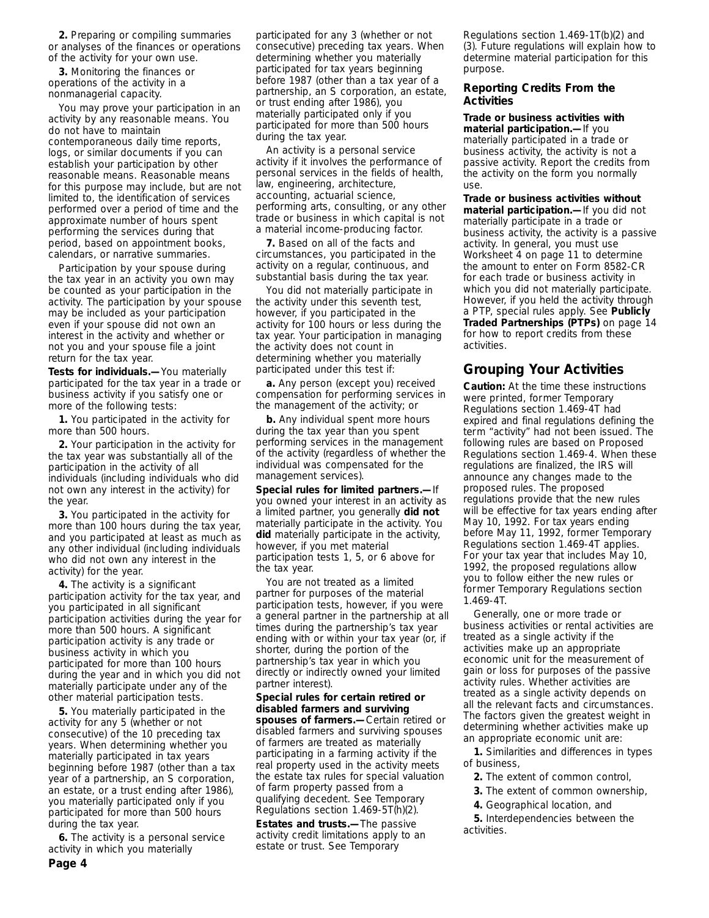**2.** Preparing or compiling summaries or analyses of the finances or operations of the activity for your own use.

**3.** Monitoring the finances or operations of the activity in a nonmanagerial capacity.

You may prove your participation in an activity by any reasonable means. You do not have to maintain contemporaneous daily time reports, logs, or similar documents if you can establish your participation by other reasonable means. Reasonable means for this purpose may include, but are not limited to, the identification of services performed over a period of time and the approximate number of hours spent performing the services during that period, based on appointment books, calendars, or narrative summaries.

Participation by your spouse during the tax year in an activity you own may be counted as your participation in the activity. The participation by your spouse may be included as your participation even if your spouse did not own an interest in the activity and whether or not you and your spouse file a joint return for the tax year.

**Tests for individuals.—** You materially participated for the tax year in a trade or business activity if you satisfy one or more of the following tests:

**1.** You participated in the activity for more than 500 hours.

**2.** Your participation in the activity for the tax year was substantially all of the participation in the activity of all individuals (including individuals who did not own any interest in the activity) for the year.

**3.** You participated in the activity for more than 100 hours during the tax year, and you participated at least as much as any other individual (including individuals who did not own any interest in the activity) for the year.

**4.** The activity is a significant participation activity for the tax year, and you participated in all significant participation activities during the year for more than 500 hours. A significant participation activity is any trade or business activity in which you participated for more than 100 hours during the year and in which you did not materially participate under any of the other material participation tests.

**5.** You materially participated in the activity for any 5 (whether or not consecutive) of the 10 preceding tax years. When determining whether you materially participated in tax years beginning before 1987 (other than a tax year of a partnership, an S corporation, an estate, or a trust ending after 1986), you materially participated only if you participated for more than 500 hours during the tax year.

**6.** The activity is a personal service activity in which you materially participated for any 3 (whether or not consecutive) preceding tax years. When determining whether you materially participated for tax years beginning before 1987 (other than a tax year of a partnership, an S corporation, an estate, or trust ending after 1986), you materially participated only if you participated for more than 500 hours during the tax year.

An activity is a personal service activity if it involves the performance of personal services in the fields of health, law, engineering, architecture, accounting, actuarial science, performing arts, consulting, or any other trade or business in which capital is not a material income-producing factor.

**7.** Based on all of the facts and circumstances, you participated in the activity on a regular, continuous, and substantial basis during the tax year.

You did not materially participate in the activity under this seventh test, however, if you participated in the activity for 100 hours or less during the tax year. Your participation in managing the activity does not count in determining whether you materially participated under this test if:

**a.** Any person (except you) received compensation for performing services in the management of the activity; or

**b.** Any individual spent more hours during the tax year than you spent performing services in the management of the activity (regardless of whether the individual was compensated for the management services).

**Special rules for limited partners.—** If you owned your interest in an activity as a limited partner, you generally **did not** materially participate in the activity. You **did** materially participate in the activity, however, if you met material participation tests 1, 5, or 6 above for the tax year.

You are not treated as a limited partner for purposes of the material participation tests, however, if you were a general partner in the partnership at all times during the partnership's tax year ending with or within your tax year (or, if shorter, during the portion of the partnership's tax year in which you directly or indirectly owned your limited partner interest).

**Special rules for certain retired or disabled farmers and surviving spouses of farmers.—** Certain retired or disabled farmers and surviving spouses of farmers are treated as materially participating in a farming activity if the real property used in the activity meets the estate tax rules for special valuation of farm property passed from a qualifying decedent. See Temporary Regulations section 1.469-5T(h)(2).

**Estates and trusts.—** The passive activity credit limitations apply to an estate or trust. See Temporary Regulations section 1.469-1T(b)(2) and (3). Future regulations will explain how to determine material participation for this purpose.

### Reporting Credits From the Activities

**Trade or business activities with material participation.—** If you materially participated in a trade or business activity, the activity is not a passive activity. Report the credits from the activity on the form you normally use.

**Trade or business activities without material participation.—** If you did not materially participate in a trade or business activity, the activity is a passive activity. In general, you must use Worksheet 4 on page 11 to determine the amount to enter on Form 8582-CR for each trade or business activity in which you did not materially participate. However, if you held the activity through a PTP, special rules apply. See **Publicly Traded Partnerships (PTPs)** on page 14 for how to report credits from these activities.

## Grouping Your Activities

**Caution:** At the time these instructions were printed, former Temporary Regulations section 1.469-4T had expired and final regulations defining the term "activity" had not been issued. The following rules are based on Proposed Regulations section 1.469-4. When these regulations are finalized, the IRS will announce any changes made to the proposed rules. The proposed regulations provide that the new rules will be effective for tax years ending after May 10, 1992. For tax years ending before May 11, 1992, former Temporary Regulations section 1.469-4T applies. For your tax year that includes May 10, 1992, the proposed regulations allow you to follow either the new rules or former Temporary Regulations section 1.469-4T.

Generally, one or more trade or business activities or rental activities are treated as a single activity if the activities make up an appropriate economic unit for the measurement of gain or loss for purposes of the passive activity rules. Whether activities are treated as a single activity depends on all the relevant facts and circumstances. The factors given the greatest weight in determining whether activities make up an appropriate economic unit are:

**1.** Similarities and differences in types of business,

**2.** The extent of common control,

**3.** The extent of common ownership,

**4.** Geographical location, and

**5.** Interdependencies between the activities.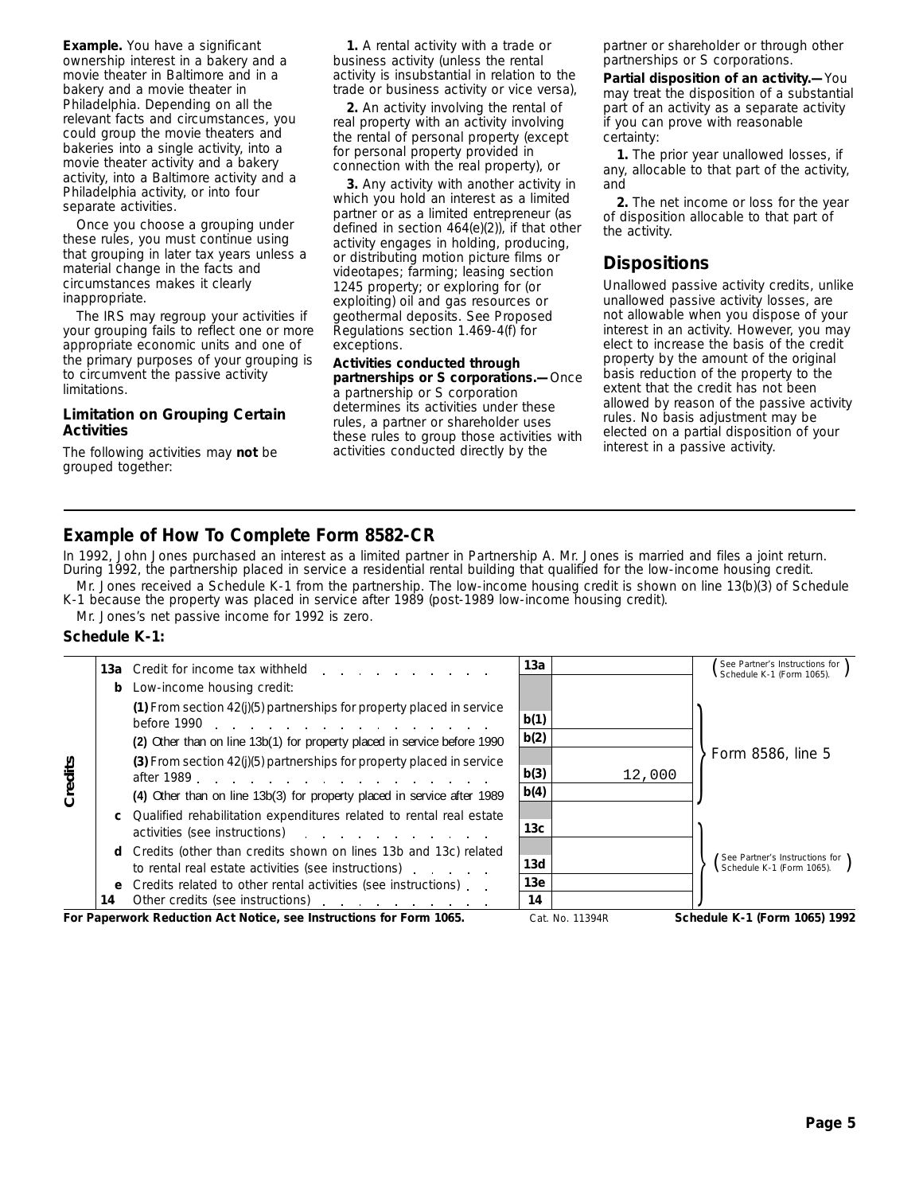**Example.** You have a significant ownership interest in a bakery and a movie theater in Baltimore and in a bakery and a movie theater in Philadelphia. Depending on all the relevant facts and circumstances, you could group the movie theaters and bakeries into a single activity, into a movie theater activity and a bakery activity, into a Baltimore activity and a Philadelphia activity, or into four separate activities.

Once you choose a grouping under these rules, you must continue using that grouping in later tax years unless a material change in the facts and circumstances makes it clearly inappropriate.

The IRS may regroup your activities if your grouping fails to reflect one or more appropriate economic units and one of the primary purposes of your grouping is to circumvent the passive activity limitations.

### Limitation on Grouping Certain Activities

The following activities may **not** be grouped together:

**1.** A rental activity with a trade or business activity (unless the rental activity is insubstantial in relation to the trade or business activity or vice versa),

**2.** An activity involving the rental of real property with an activity involving the rental of personal property (except for personal property provided in connection with the real property), or

**3.** Any activity with another activity in which you hold an interest as a limited partner or as a limited entrepreneur (as defined in section 464(e)(2)), if that other activity engages in holding, producing, or distributing motion picture films or videotapes; farming; leasing section 1245 property; or exploring for (or exploiting) oil and gas resources or geothermal deposits. See Proposed Regulations section 1.469-4(f) for exceptions.

**Activities conducted through partnerships or S corporations.—** Once a partnership or S corporation determines its activities under these rules, a partner or shareholder uses these rules to group those activities with activities conducted directly by the partner or shareholder or through other partnerships or S corporations.

**Partial disposition of an activity.—** You may treat the disposition of a substantial part of an activity as a separate activity if you can prove with reasonable certainty:

**1.** The prior year unallowed losses, if any, allocable to that part of the activity, and

**2.** The net income or loss for the year of disposition allocable to that part of the activity.

## Dispositions

Unallowed passive activity credits, unlike unallowed passive activity losses, are not allowable when you dispose of your interest in an activity. However, you may elect to increase the basis of the credit property by the amount of the original basis reduction of the property to the extent that the credit has not been allowed by reason of the passive activity rules. No basis adjustment may be elected on a partial disposition of your interest in a passive activity.

## Example of How To Complete Form 8582-CR

In 1992, John Jones purchased an interest as a limited partner in Partnership A. Mr. Jones is married and files a joint return. During 1992, the partnership placed in service a residential rental building that qualified for the low-income housing credit.

Mr. Jones received a Schedule K-1 from the partnership. The low-income housing credit is shown on line 13(b)(3) of Schedule K-1 because the property was placed in service after 1989 (post-1989 low-income housing credit).

Mr. Jones's net passive income for 1992 is zero.

### Schedule K-1:

| | | | Line | Amount | |
|---|---|---|---|---|---|
| Credits | 13a | Credit for income tax withheld | 13a | | See Partner's Instructions for Schedule K-1 (Form 1065). |
| | b | Low-income housing credit: | | | |
| | | (1) From section 42(j)(5) partnerships for property placed in service before 1990 | b(1) | | Form 8586, line 5 |
| | | (2) Other than on line 13b(1) for property placed in service before 1990 | b(2) | | Form 8586, line 5 |
| | | (3) From section 42(j)(5) partnerships for property placed in service after 1989 | b(3) | 12,000 | Form 8586, line 5 |
| | | (4) Other than on line 13b(3) for property placed in service after 1989 | b(4) | | Form 8586, line 5 |
| | c | Qualified rehabilitation expenditures related to rental real estate activities (see instructions) | 13c | | See Partner's Instructions for Schedule K-1 (Form 1065). |
| | d | Credits (other than credits shown on lines 13b and 13c) related to rental real estate activities (see instructions) | 13d | | See Partner's Instructions for Schedule K-1 (Form 1065). |
| | e | Credits related to other rental activities (see instructions) | 13e | | See Partner's Instructions for Schedule K-1 (Form 1065). |
| | 14 | Other credits (see instructions) | 14 | | See Partner's Instructions for Schedule K-1 (Form 1065). |

**For Paperwork Reduction Act Notice, see Instructions for Form 1065.** Cat. No. 11394R **Schedule K-1 (Form 1065) 1992**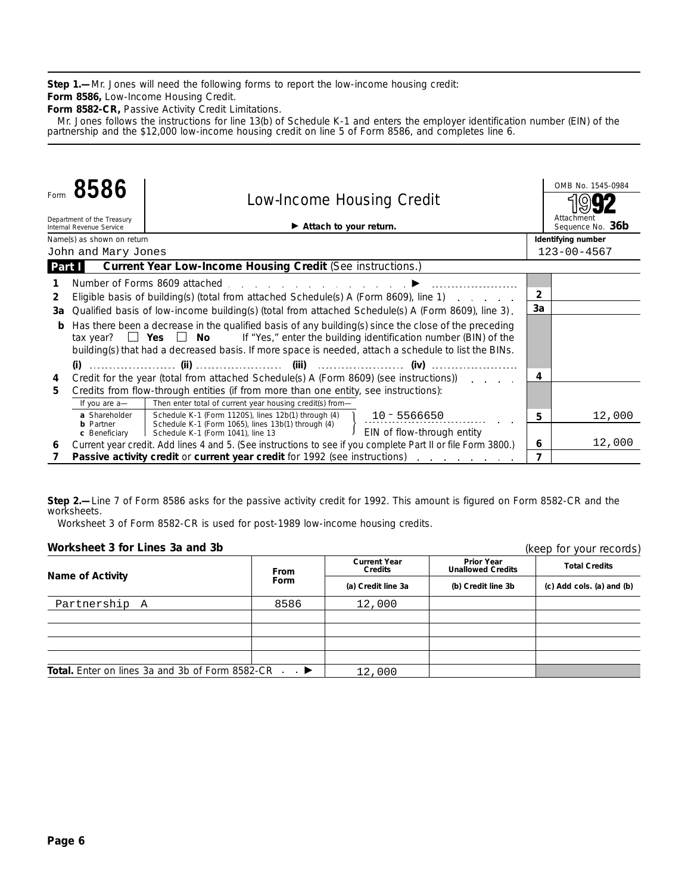**Step 1.—**Mr. Jones will need the following forms to report the low-income housing credit:

**Form 8586,** Low-Income Housing Credit.

**Form 8582-CR,** Passive Activity Credit Limitations.

Mr. Jones follows the instructions for line 13(b) of Schedule K-1 and enters the employer identification number (EIN) of the partnership and the $12,000 low-income housing credit on line 5 of Form 8586, and completes line 6.

---

Form **8586** — Department of the Treasury, Internal Revenue Service

# Low-Income Housing Credit

► **Attach to your return.**

OMB No. 1545-0984 — **1992** — Attachment Sequence No. **36b**

Name(s) as shown on return: John and Mary Jones — **Identifying number:** 123-00-4567

**Part I — Current Year Low-Income Housing Credit** (See instructions.)

| Line | Description | | Amount |
|---|---|---|---|
| 1 | Number of Forms 8609 attached ► | | |
| 2 | Eligible basis of building(s) (total from attached Schedule(s) A (Form 8609), line 1) | 2 | |
| 3a | Qualified basis of low-income building(s) (total from attached Schedule(s) A (Form 8609), line 3) | 3a | |
| b | Has there been a decrease in the qualified basis of any building(s) since the close of the preceding tax year? ☐ **Yes** ☐ **No** If "Yes," enter the building identification number (BIN) of the building(s) that had a decreased basis. If more space is needed, attach a schedule to list the BINs. (i) ........ (ii) ........ (iii) ........ (iv) ........ | | |
| 4 | Credit for the year (total from attached Schedule(s) A (Form 8609) (see instructions)) | 4 | |
| 5 | Credits from flow-through entities (if from more than one entity, see instructions): If you are a— **a** Shareholder: Schedule K-1 (Form 1120S), lines 12b(1) through (4); **b** Partner: Schedule K-1 (Form 1065), lines 13b(1) through (4); **c** Beneficiary: Schedule K-1 (Form 1041), line 13 — Then enter total of current year housing credit(s) from— EIN of flow-through entity: 10-5566650 | 5 | 12,000 |
| 6 | Current year credit. Add lines 4 and 5. (See instructions to see if you complete Part II or file Form 3800.) | 6 | 12,000 |
| 7 | **Passive activity credit** or **current year credit** for 1992 (see instructions) | 7 | |

---

**Step 2.—**Line 7 of Form 8586 asks for the passive activity credit for 1992. This amount is figured on Form 8582-CR and the worksheets.

Worksheet 3 of Form 8582-CR is used for post-1989 low-income housing credits.

**Worksheet 3 for Lines 3a and 3b** (keep for your records)

| Name of Activity | From Form | Current Year Credits (a) Credit line 3a | Prior Year Unallowed Credits (b) Credit line 3b | Total Credits (c) Add cols. (a) and (b) |
|---|---|---|---|---|
| Partnership A | 8586 | 12,000 | | |
| | | | | |
| | | | | |
| | | | | |
| | | | | |
| **Total.** Enter on lines 3a and 3b of Form 8582-CR ► | | 12,000 | | |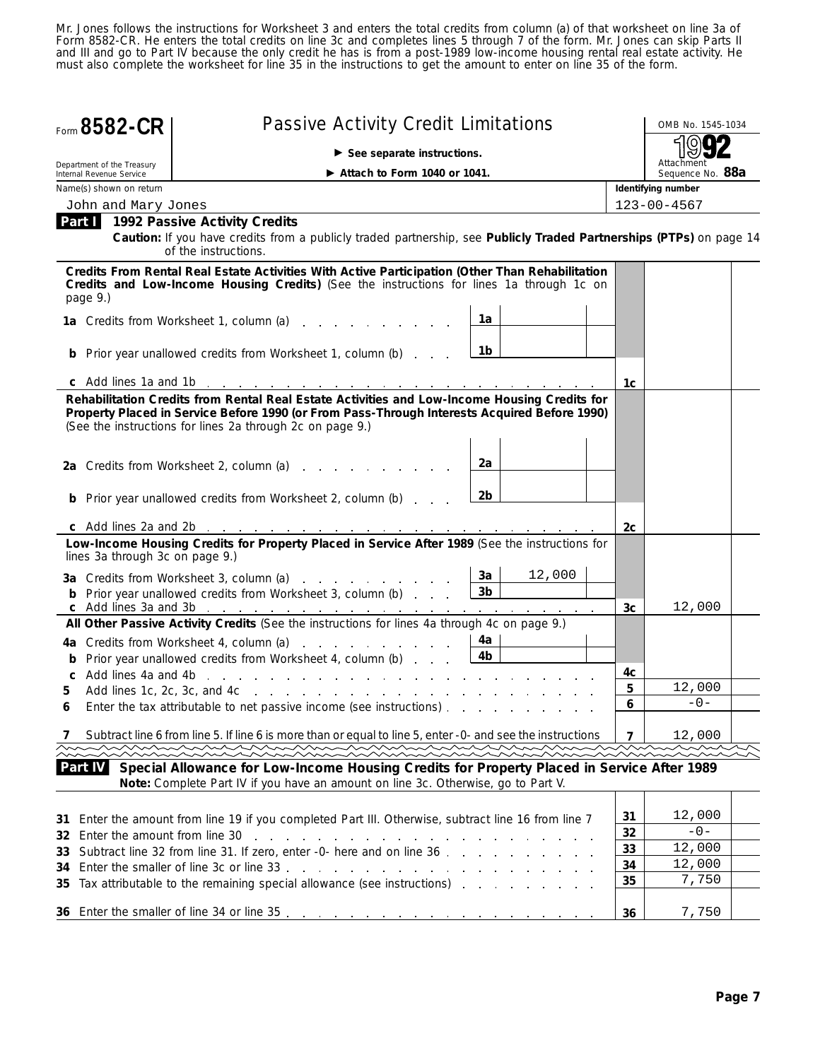Mr. Jones follows the instructions for Worksheet 3 and enters the total credits from column (a) of that worksheet on line 3a of Form 8582-CR. He enters the total credits on line 3c and completes lines 5 through 7 of the form. Mr. Jones can skip Parts II and III and go to Part IV because the only credit he has is from a post-1989 low-income housing rental real estate activity. He must also complete the worksheet for line 35 in the instructions to get the amount to enter on line 35 of the form.

Form **8582-CR** — Passive Activity Credit Limitations

► See separate instructions.
► Attach to Form 1040 or 1041.

Department of the Treasury
Internal Revenue Service

OMB No. 1545-1034
1992
Attachment Sequence No. 88a

Name(s) shown on return: John and Mary Jones
Identifying number: 123-00-4567

## Part I 1992 Passive Activity Credits

**Caution:** If you have credits from a publicly traded partnership, see **Publicly Traded Partnerships (PTPs)** on page 14 of the instructions.

| | | | | |
|---|---|---|---|---|
| **Credits From Rental Real Estate Activities With Active Participation (Other Than Rehabilitation Credits and Low-Income Housing Credits)** (See the instructions for lines 1a through 1c on page 9.) | | | | |
| **1a** Credits from Worksheet 1, column (a) | 1a | | | |
| **b** Prior year unallowed credits from Worksheet 1, column (b) | 1b | | | |
| **c** Add lines 1a and 1b | | | 1c | |
| **Rehabilitation Credits from Rental Real Estate Activities and Low-Income Housing Credits for Property Placed in Service Before 1990 (or From Pass-Through Interests Acquired Before 1990)** (See the instructions for lines 2a through 2c on page 9.) | | | | |
| **2a** Credits from Worksheet 2, column (a) | 2a | | | |
| **b** Prior year unallowed credits from Worksheet 2, column (b) | 2b | | | |
| **c** Add lines 2a and 2b | | | 2c | |
| **Low-Income Housing Credits for Property Placed in Service After 1989** (See the instructions for lines 3a through 3c on page 9.) | | | | |
| **3a** Credits from Worksheet 3, column (a) | 3a | 12,000 | | |
| **b** Prior year unallowed credits from Worksheet 3, column (b) | 3b | | | |
| **c** Add lines 3a and 3b | | | 3c | 12,000 |
| **All Other Passive Activity Credits** (See the instructions for lines 4a through 4c on page 9.) | | | | |
| **4a** Credits from Worksheet 4, column (a) | 4a | | | |
| **b** Prior year unallowed credits from Worksheet 4, column (b) | 4b | | | |
| **c** Add lines 4a and 4b | | | 4c | |
| **5** Add lines 1c, 2c, 3c, and 4c | | | 5 | 12,000 |
| **6** Enter the tax attributable to net passive income (see instructions) | | | 6 | -0- |
| **7** Subtract line 6 from line 5. If line 6 is more than or equal to line 5, enter -0- and see the instructions | | | 7 | 12,000 |

## Part IV Special Allowance for Low-Income Housing Credits for Property Placed in Service After 1989

**Note:** Complete Part IV if you have an amount on line 3c. Otherwise, go to Part V.

| | | |
|---|---|---|
| **31** Enter the amount from line 19 if you completed Part III. Otherwise, subtract line 16 from line 7 | 31 | 12,000 |
| **32** Enter the amount from line 30 | 32 | -0- |
| **33** Subtract line 32 from line 31. If zero, enter -0- here and on line 36 | 33 | 12,000 |
| **34** Enter the smaller of line 3c or line 33 | 34 | 12,000 |
| **35** Tax attributable to the remaining special allowance (see instructions) | 35 | 7,750 |
| **36** Enter the smaller of line 34 or line 35 | 36 | 7,750 |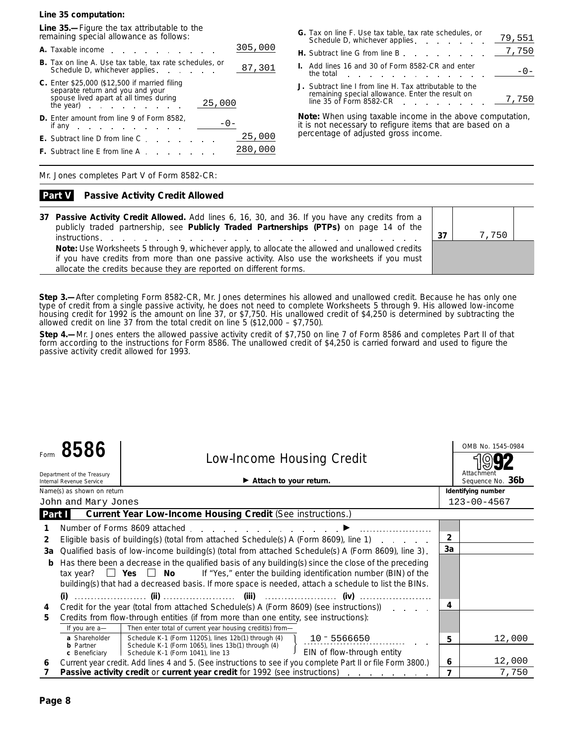**Line 35 computation:**

**Line 35.—**Figure the tax attributable to the remaining special allowance as follows:

| | | |
|---|---|---|
| **A.** Taxable income | | 305,000 |
| **B.** Tax on line A. Use tax table, tax rate schedules, or Schedule D, whichever applies | | 87,301 |
| **C.** Enter $25,000 ($12,500 if married filing separate return and you and your spouse lived apart at all times during the year) | 25,000 | |
| **D.** Enter amount from line 9 of Form 8582, if any | -0- | |
| **E.** Subtract line D from line C | | 25,000 |
| **F.** Subtract line E from line A | | 280,000 |
| **G.** Tax on line F. Use tax table, tax rate schedules, or Schedule D, whichever applies | | 79,551 |
| **H.** Subtract line G from line B | | 7,750 |
| **I.** Add lines 16 and 30 of Form 8582-CR and enter the total | | -0- |
| **J.** Subtract line I from line H. Tax attributable to the remaining special allowance. Enter the result on line 35 of Form 8582-CR | | 7,750 |

**Note:** When using taxable income in the above computation, it is not necessary to refigure items that are based on a percentage of adjusted gross income.

Mr. Jones completes Part V of Form 8582-CR:

**Part V Passive Activity Credit Allowed**

| | | |
|---|---|---|
| **37 Passive Activity Credit Allowed.** Add lines 6, 16, 30, and 36. If you have any credits from a publicly traded partnership, see **Publicly Traded Partnerships (PTPs)** on page 14 of the instructions | 37 | 7,750 |
| **Note:** Use Worksheets 5 through 9, whichever apply, to allocate the allowed and unallowed credits if you have credits from more than one passive activity. Also use the worksheets if you must allocate the credits because they are reported on different forms. | | |

**Step 3.—**After completing Form 8582-CR, Mr. Jones determines his allowed and unallowed credit. Because he has only one type of credit from a single passive activity, he does not need to complete Worksheets 5 through 9. His allowed low-income housing credit for 1992 is the amount on line 37, or $7,750. His unallowed credit of $4,250 is determined by subtracting the allowed credit on line 37 from the total credit on line 5 ($12,000 – $7,750).

**Step 4.—**Mr. Jones enters the allowed passive activity credit of $7,750 on line 7 of Form 8586 and completes Part II of that form according to the instructions for Form 8586. The unallowed credit of $4,250 is carried forward and used to figure the passive activity credit allowed for 1993.

---

Form **8586** — **Low-Income Housing Credit** — ▶ Attach to your return.

Department of the Treasury, Internal Revenue Service — OMB No. 1545-0984 — **1992** — Attachment Sequence No. **36b**

Name(s) as shown on return: John and Mary Jones — Identifying number: 123-00-4567

**Part I Current Year Low-Income Housing Credit** (See instructions.)

| | | | |
|---|---|---|---|
| **1** | Number of Forms 8609 attached ▶ | | |
| **2** | Eligible basis of building(s) (total from attached Schedule(s) A (Form 8609), line 1) | 2 | |
| **3a** | Qualified basis of low-income building(s) (total from attached Schedule(s) A (Form 8609), line 3) | 3a | |
| **b** | Has there been a decrease in the qualified basis of any building(s) since the close of the preceding tax year? ☐ Yes ☐ No If "Yes," enter the building identification number (BIN) of the building(s) that had a decreased basis. If more space is needed, attach a schedule to list the BINs. (i) ........ (ii) ........ (iii) ........ (iv) ........ | | |
| **4** | Credit for the year (total from attached Schedule(s) A (Form 8609) (see instructions)) | 4 | |
| **5** | Credits from flow-through entities (if from more than one entity, see instructions): If you are a— **a** Shareholder: Schedule K-1 (Form 1120S), lines 12b(1) through (4); **b** Partner: Schedule K-1 (Form 1065), lines 13b(1) through (4); **c** Beneficiary: Schedule K-1 (Form 1041), line 13 — Then enter total of current year housing credit(s) from— EIN of flow-through entity: 10-5566650 | 5 | 12,000 |
| **6** | Current year credit. Add lines 4 and 5. (See instructions to see if you complete Part II or file Form 3800.) | 6 | 12,000 |
| **7** | **Passive activity credit** or **current year credit** for 1992 (see instructions) | 7 | 7,750 |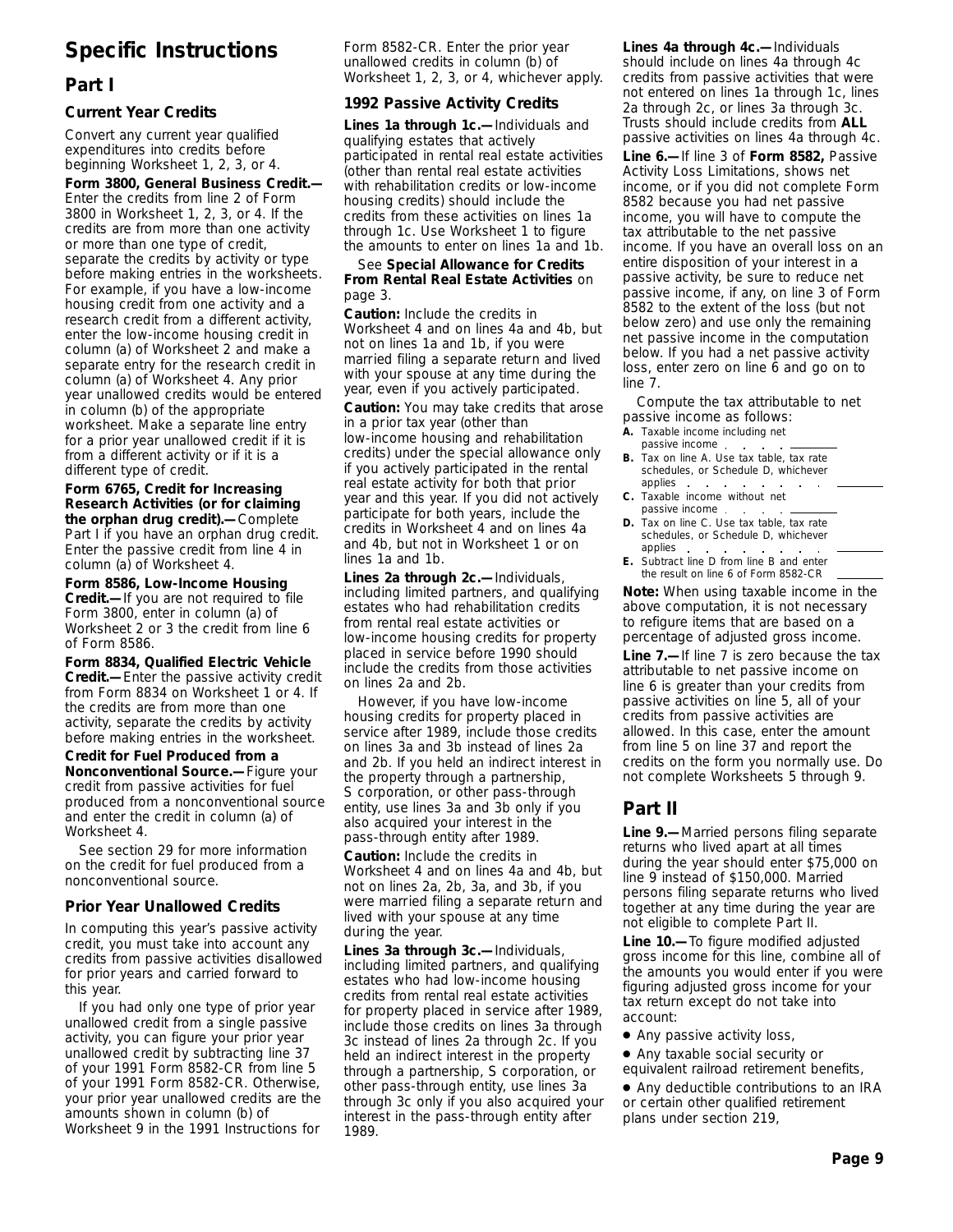# Specific Instructions

## Part I

### Current Year Credits

Convert any current year qualified expenditures into credits before beginning Worksheet 1, 2, 3, or 4.

**Form 3800, General Business Credit.—** Enter the credits from line 2 of Form 3800 in Worksheet 1, 2, 3, or 4. If the credits are from more than one activity or more than one type of credit, separate the credits by activity or type before making entries in the worksheets. For example, if you have a low-income housing credit from one activity and a research credit from a different activity, enter the low-income housing credit in column (a) of Worksheet 2 and make a separate entry for the research credit in column (a) of Worksheet 4. Any prior year unallowed credits would be entered in column (b) of the appropriate worksheet. Make a separate line entry for a prior year unallowed credit if it is from a different activity or if it is a different type of credit.

**Form 6765, Credit for Increasing Research Activities (or for claiming the orphan drug credit).—** Complete Part I if you have an orphan drug credit. Enter the passive credit from line 4 in column (a) of Worksheet 4.

**Form 8586, Low-Income Housing Credit.—** If you are not required to file Form 3800, enter in column (a) of Worksheet 2 or 3 the credit from line 6 of Form 8586.

**Form 8834, Qualified Electric Vehicle Credit.—** Enter the passive activity credit from Form 8834 on Worksheet 1 or 4. If the credits are from more than one activity, separate the credits by activity before making entries in the worksheet.

**Credit for Fuel Produced from a Nonconventional Source.—** Figure your credit from passive activities for fuel produced from a nonconventional source and enter the credit in column (a) of Worksheet 4.

See section 29 for more information on the credit for fuel produced from a nonconventional source.

### Prior Year Unallowed Credits

In computing this year's passive activity credit, you must take into account any credits from passive activities disallowed for prior years and carried forward to this year.

If you had only one type of prior year unallowed credit from a single passive activity, you can figure your prior year unallowed credit by subtracting line 37 of your 1991 Form 8582-CR from line 5 of your 1991 Form 8582-CR. Otherwise, your prior year unallowed credits are the amounts shown in column (b) of Worksheet 9 in the 1991 Instructions for Form 8582-CR. Enter the prior year unallowed credits in column (b) of Worksheet 1, 2, 3, or 4, whichever apply.

### 1992 Passive Activity Credits

**Lines 1a through 1c.—** Individuals and qualifying estates that actively participated in rental real estate activities (other than rental real estate activities with rehabilitation credits or low-income housing credits) should include the credits from these activities on lines 1a through 1c. Use Worksheet 1 to figure the amounts to enter on lines 1a and 1b.

See **Special Allowance for Credits From Rental Real Estate Activities** on page 3.

**Caution:** Include the credits in Worksheet 4 and on lines 4a and 4b, but not on lines 1a and 1b, if you were married filing a separate return and lived with your spouse at any time during the year, even if you actively participated.

**Caution:** You may take credits that arose in a prior tax year (other than low-income housing and rehabilitation credits) under the special allowance only if you actively participated in the rental real estate activity for both that prior year and this year. If you did not actively participate for both years, include the credits in Worksheet 4 and on lines 4a and 4b, but not in Worksheet 1 or on lines 1a and 1b.

**Lines 2a through 2c.—** Individuals, including limited partners, and qualifying estates who had rehabilitation credits from rental real estate activities or low-income housing credits for property placed in service before 1990 should include the credits from those activities on lines 2a and 2b.

However, if you have low-income housing credits for property placed in service after 1989, include those credits on lines 3a and 3b instead of lines 2a and 2b. If you held an indirect interest in the property through a partnership, S corporation, or other pass-through entity, use lines 3a and 3b only if you also acquired your interest in the pass-through entity after 1989.

**Caution:** Include the credits in Worksheet 4 and on lines 4a and 4b, but not on lines 2a, 2b, 3a, and 3b, if you were married filing a separate return and lived with your spouse at any time during the year.

**Lines 3a through 3c.—** Individuals, including limited partners, and qualifying estates who had low-income housing credits from rental real estate activities for property placed in service after 1989, include those credits on lines 3a through 3c instead of lines 2a through 2c. If you held an indirect interest in the property through a partnership, S corporation, or other pass-through entity, use lines 3a through 3c only if you also acquired your interest in the pass-through entity after 1989.

**Lines 4a through 4c.—** Individuals should include on lines 4a through 4c credits from passive activities that were not entered on lines 1a through 1c, lines 2a through 2c, or lines 3a through 3c. Trusts should include credits from **ALL** passive activities on lines 4a through 4c.

**Line 6.—** If line 3 of **Form 8582,** Passive Activity Loss Limitations, shows net income, or if you did not complete Form 8582 because you had net passive income, you will have to compute the tax attributable to the net passive income. If you have an overall loss on an entire disposition of your interest in a passive activity, be sure to reduce net passive income, if any, on line 3 of Form 8582 to the extent of the loss (but not below zero) and use only the remaining net passive income in the computation below. If you had a net passive activity loss, enter zero on line 6 and go on to line 7.

Compute the tax attributable to net passive income as follows:

**A.** Taxable income including net passive income . . . . . \_\_\_\_\_\_\_\_

**B.** Tax on line A. Use tax table, tax rate schedules, or Schedule D, whichever applies . . . . . . . . . \_\_\_\_\_\_\_\_

**C.** Taxable income without net passive income . . . . . \_\_\_\_\_\_\_\_

**D.** Tax on line C. Use tax table, tax rate schedules, or Schedule D, whichever applies . . . . . . . . . \_\_\_\_\_\_\_\_

**E.** Subtract line D from line B and enter the result on line 6 of Form 8582-CR \_\_\_\_\_\_\_\_

**Note:** When using taxable income in the above computation, it is not necessary to refigure items that are based on a percentage of adjusted gross income.

**Line 7.—** If line 7 is zero because the tax attributable to net passive income on line 6 is greater than your credits from passive activities on line 5, all of your credits from passive activities are allowed. In this case, enter the amount from line 5 on line 37 and report the credits on the form you normally use. Do not complete Worksheets 5 through 9.

## Part II

**Line 9.—** Married persons filing separate returns who lived apart at all times during the year should enter $75,000 on line 9 instead of $150,000. Married persons filing separate returns who lived together at any time during the year are not eligible to complete Part II.

**Line 10.—** To figure modified adjusted gross income for this line, combine all of the amounts you would enter if you were figuring adjusted gross income for your tax return except do not take into account:

- Any passive activity loss,
- Any taxable social security or equivalent railroad retirement benefits,
- Any deductible contributions to an IRA or certain other qualified retirement plans under section 219,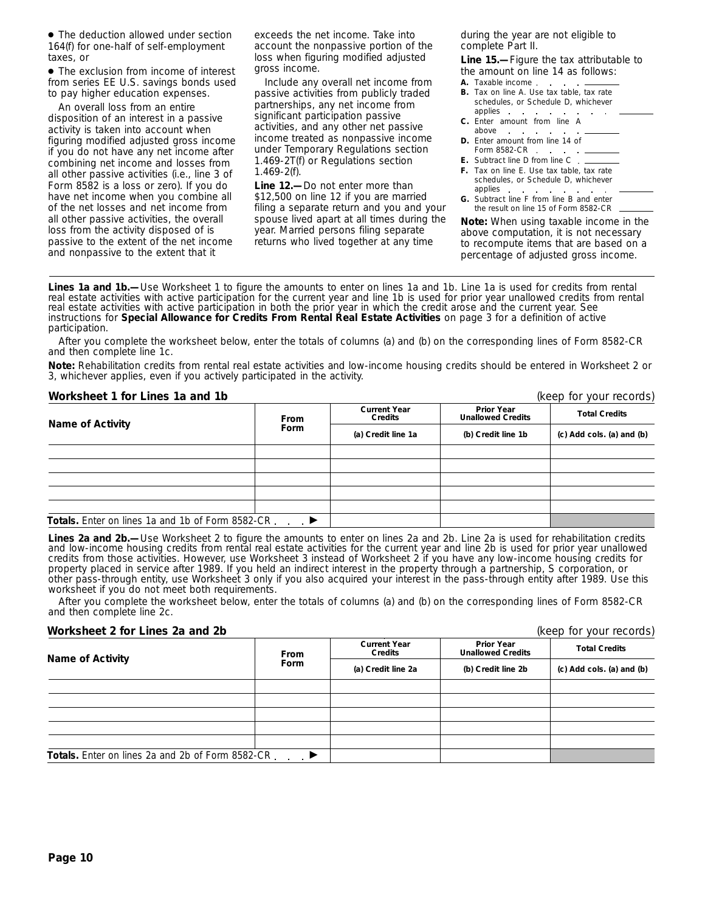- The deduction allowed under section 164(f) for one-half of self-employment taxes, or
- The exclusion from income of interest from series EE U.S. savings bonds used to pay higher education expenses.

An overall loss from an entire disposition of an interest in a passive activity is taken into account when figuring modified adjusted gross income if you do not have any net income after combining net income and losses from all other passive activities (i.e., line 3 of Form 8582 is a loss or zero). If you do have net income when you combine all of the net losses and net income from all other passive activities, the overall loss from the activity disposed of is passive to the extent of the net income and nonpassive to the extent that it exceeds the net income. Take into account the nonpassive portion of the loss when figuring modified adjusted gross income.

Include any overall net income from passive activities from publicly traded partnerships, any net income from significant participation passive activities, and any other net passive income treated as nonpassive income under Temporary Regulations section 1.469-2T(f) or Regulations section 1.469-2(f).

**Line 12.—** Do not enter more than $12,500 on line 12 if you are married filing a separate return and you and your spouse lived apart at all times during the year. Married persons filing separate returns who lived together at any time during the year are not eligible to complete Part II.

**Line 15.—** Figure the tax attributable to the amount on line 14 as follows:

**A.** Taxable income . . . . . ________

**B.** Tax on line A. Use tax table, tax rate schedules, or Schedule D, whichever applies . . . . . . . . ________

**C.** Enter amount from line A above . . . . . . ________

**D.** Enter amount from line 14 of Form 8582-CR . . . . ________

**E.** Subtract line D from line C . ________

**F.** Tax on line E. Use tax table, tax rate schedules, or Schedule D, whichever applies . . . . . . . . ________

**G.** Subtract line F from line B and enter the result on line 15 of Form 8582-CR ________

**Note:** When using taxable income in the above computation, it is not necessary to recompute items that are based on a percentage of adjusted gross income.

**Lines 1a and 1b.—** Use Worksheet 1 to figure the amounts to enter on lines 1a and 1b. Line 1a is used for credits from rental real estate activities with active participation for the current year and line 1b is used for prior year unallowed credits from rental real estate activities with active participation in both the prior year in which the credit arose and the current year. See instructions for **Special Allowance for Credits From Rental Real Estate Activities** on page 3 for a definition of active participation.

After you complete the worksheet below, enter the totals of columns (a) and (b) on the corresponding lines of Form 8582-CR and then complete line 1c.

**Note:** Rehabilitation credits from rental real estate activities and low-income housing credits should be entered in Worksheet 2 or 3, whichever applies, even if you actively participated in the activity.

**Worksheet 1 for Lines 1a and 1b** (keep for your records)

| Name of Activity | From Form | Current Year Credits | Prior Year Unallowed Credits | Total Credits |
|---|---|---|---|---|
| | | (a) Credit line 1a | (b) Credit line 1b | (c) Add cols. (a) and (b) |
| | | | | |
| | | | | |
| | | | | |
| | | | | |
| | | | | |
| **Totals.** Enter on lines 1a and 1b of Form 8582-CR . . . ▶ | | | | |

**Lines 2a and 2b.—** Use Worksheet 2 to figure the amounts to enter on lines 2a and 2b. Line 2a is used for rehabilitation credits and low-income housing credits from rental real estate activities for the current year and line 2b is used for prior year unallowed credits from those activities. However, use Worksheet 3 instead of Worksheet 2 if you have any low-income housing credits for property placed in service after 1989. If you held an indirect interest in the property through a partnership, S corporation, or other pass-through entity, use Worksheet 3 only if you also acquired your interest in the pass-through entity after 1989. Use this worksheet if you do not meet both requirements.

After you complete the worksheet below, enter the totals of columns (a) and (b) on the corresponding lines of Form 8582-CR and then complete line 2c.

**Worksheet 2 for Lines 2a and 2b** (keep for your records)

| Name of Activity | From Form | Current Year Credits | Prior Year Unallowed Credits | Total Credits |
|---|---|---|---|---|
| | | (a) Credit line 2a | (b) Credit line 2b | (c) Add cols. (a) and (b) |
| | | | | |
| | | | | |
| | | | | |
| | | | | |
| | | | | |
| **Totals.** Enter on lines 2a and 2b of Form 8582-CR . . . ▶ | | | | |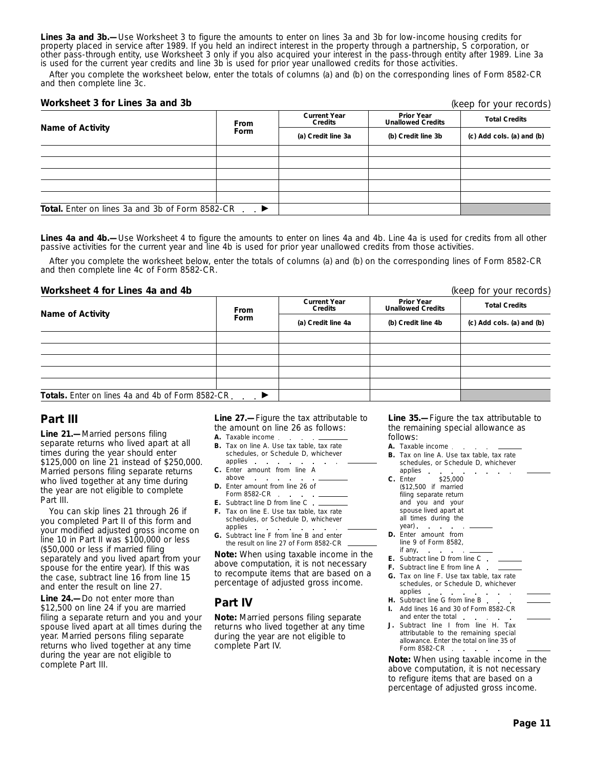**Lines 3a and 3b.—** Use Worksheet 3 to figure the amounts to enter on lines 3a and 3b for low-income housing credits for property placed in service after 1989. If you held an indirect interest in the property through a partnership, S corporation, or other pass-through entity, use Worksheet 3 only if you also acquired your interest in the pass-through entity after 1989. Line 3a is used for the current year credits and line 3b is used for prior year unallowed credits for those activities.

After you complete the worksheet below, enter the totals of columns (a) and (b) on the corresponding lines of Form 8582-CR and then complete line 3c.

**Worksheet 3 for Lines 3a and 3b** (keep for your records)

| Name of Activity | From Form | Current Year Credits | Prior Year Unallowed Credits | Total Credits |
|---|---|---|---|---|
| | | (a) Credit line 3a | (b) Credit line 3b | (c) Add cols. (a) and (b) |
| | | | | |
| | | | | |
| | | | | |
| | | | | |
| | | | | |
| **Total.** Enter on lines 3a and 3b of Form 8582-CR ▶ | | | | |

**Lines 4a and 4b.—** Use Worksheet 4 to figure the amounts to enter on lines 4a and 4b. Line 4a is used for credits from all other passive activities for the current year and line 4b is used for prior year unallowed credits from those activities.

After you complete the worksheet below, enter the totals of columns (a) and (b) on the corresponding lines of Form 8582-CR and then complete line 4c of Form 8582-CR.

**Worksheet 4 for Lines 4a and 4b** (keep for your records)

| Name of Activity | From Form | Current Year Credits | Prior Year Unallowed Credits | Total Credits |
|---|---|---|---|---|
| | | (a) Credit line 4a | (b) Credit line 4b | (c) Add cols. (a) and (b) |
| | | | | |
| | | | | |
| | | | | |
| | | | | |
| | | | | |
| **Totals.** Enter on lines 4a and 4b of Form 8582-CR ▶ | | | | |

## Part III

**Line 21.—** Married persons filing separate returns who lived apart at all times during the year should enter $125,000 on line 21 instead of $250,000. Married persons filing separate returns who lived together at any time during the year are not eligible to complete Part III.

You can skip lines 21 through 26 if you completed Part II of this form and your modified adjusted gross income on line 10 in Part II was $100,000 or less ($50,000 or less if married filing separately and you lived apart from your spouse for the entire year). If this was the case, subtract line 16 from line 15 and enter the result on line 27.

**Line 24.—** Do not enter more than $12,500 on line 24 if you are married filing a separate return and you and your spouse lived apart at all times during the year. Married persons filing separate returns who lived together at any time during the year are not eligible to complete Part III.

**Line 27.—** Figure the tax attributable to the amount on line 26 as follows:

**A.** Taxable income . . . . ________

**B.** Tax on line A. Use tax table, tax rate schedules, or Schedule D, whichever applies . . . . . . . . ________

**C.** Enter amount from line A above . . . . . . ________

**D.** Enter amount from line 26 of Form 8582-CR . . . . ________

**E.** Subtract line D from line C . ________

**F.** Tax on line E. Use tax table, tax rate schedules, or Schedule D, whichever applies . . . . . . . . ________

**G.** Subtract line F from line B and enter the result on line 27 of Form 8582-CR ________

**Note:** When using taxable income in the above computation, it is not necessary to recompute items that are based on a percentage of adjusted gross income.

## Part IV

**Note:** Married persons filing separate returns who lived together at any time during the year are not eligible to complete Part IV.

**Line 35.—** Figure the tax attributable to the remaining special allowance as follows:

**A.** Taxable income . . . . ________

**B.** Tax on line A. Use tax table, tax rate schedules, or Schedule D, whichever applies . . . . . . . . ________

**C.** Enter $25,000 ($12,500 if married filing separate return and you and your spouse lived apart at all times during the year) . . . . . ________

**D.** Enter amount from line 9 of Form 8582, if any . . . . . ________

**E.** Subtract line D from line C . ________

**F.** Subtract line E from line A . ________

**G.** Tax on line F. Use tax table, tax rate schedules, or Schedule D, whichever applies . . . . . . . . ________

**H.** Subtract line G from line B . . . ________

**I.** Add lines 16 and 30 of Form 8582-CR and enter the total . . . . . ________

**J.** Subtract line I from line H. Tax attributable to the remaining special allowance. Enter the total on line 35 of Form 8582-CR . . . . . . . ________

**Note:** When using taxable income in the above computation, it is not necessary to refigure items that are based on a percentage of adjusted gross income.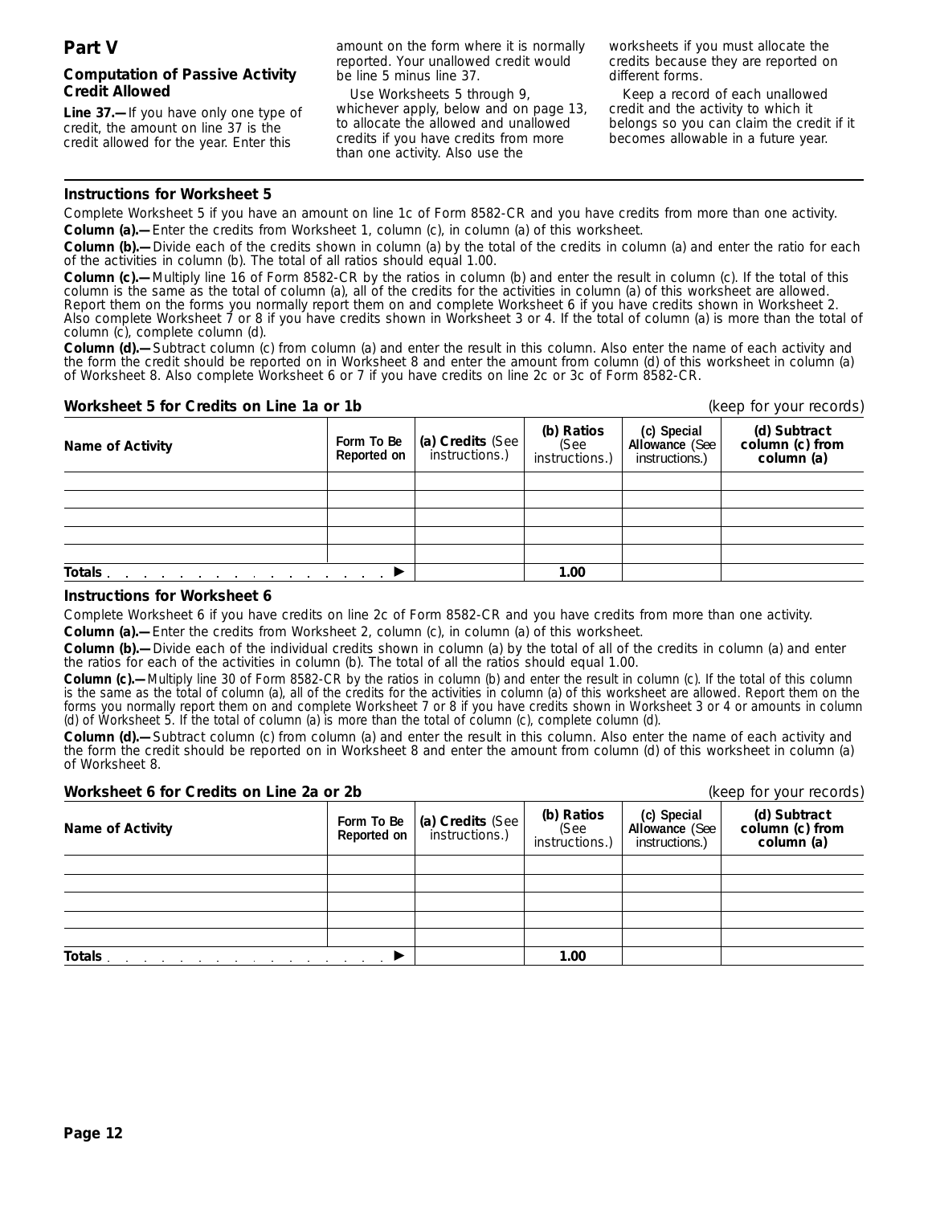## Part V

### Computation of Passive Activity Credit Allowed

**Line 37.—**If you have only one type of credit, the amount on line 37 is the credit allowed for the year. Enter this amount on the form where it is normally reported. Your unallowed credit would be line 5 minus line 37.

Use Worksheets 5 through 9, whichever apply, below and on page 13, to allocate the allowed and unallowed credits if you have credits from more than one activity. Also use the worksheets if you must allocate the credits because they are reported on different forms.

Keep a record of each unallowed credit and the activity to which it belongs so you can claim the credit if it becomes allowable in a future year.

### Instructions for Worksheet 5

Complete Worksheet 5 if you have an amount on line 1c of Form 8582-CR and you have credits from more than one activity.

**Column (a).—**Enter the credits from Worksheet 1, column (c), in column (a) of this worksheet.

**Column (b).—**Divide each of the credits shown in column (a) by the total of the credits in column (a) and enter the ratio for each of the activities in column (b). The total of all ratios should equal 1.00.

**Column (c).—**Multiply line 16 of Form 8582-CR by the ratios in column (b) and enter the result in column (c). If the total of this column is the same as the total of column (a), all of the credits for the activities in column (a) of this worksheet are allowed. Report them on the forms you normally report them on and complete Worksheet 6 if you have credits shown in Worksheet 2. Also complete Worksheet 7 or 8 if you have credits shown in Worksheet 3 or 4. If the total of column (a) is more than the total of column (c), complete column (d).

**Column (d).—**Subtract column (c) from column (a) and enter the result in this column. Also enter the name of each activity and the form the credit should be reported on in Worksheet 8 and enter the amount from column (d) of this worksheet in column (a) of Worksheet 8. Also complete Worksheet 6 or 7 if you have credits on line 2c or 3c of Form 8582-CR.

**Worksheet 5 for Credits on Line 1a or 1b** (keep for your records)

| Name of Activity | Form To Be Reported on | (a) Credits (See instructions.) | (b) Ratios (See instructions.) | (c) Special Allowance (See instructions.) | (d) Subtract column (c) from column (a) |
|---|---|---|---|---|---|
| | | | | | |
| | | | | | |
| | | | | | |
| | | | | | |
| | | | | | |
| **Totals** ▶ | | | 1.00 | | |

### Instructions for Worksheet 6

Complete Worksheet 6 if you have credits on line 2c of Form 8582-CR and you have credits from more than one activity.

**Column (a).—**Enter the credits from Worksheet 2, column (c), in column (a) of this worksheet.

**Column (b).—**Divide each of the individual credits shown in column (a) by the total of all of the credits in column (a) and enter the ratios for each of the activities in column (b). The total of all the ratios should equal 1.00.

**Column (c).—**Multiply line 30 of Form 8582-CR by the ratios in column (b) and enter the result in column (c). If the total of this column is the same as the total of column (a), all of the credits for the activities in column (a) of this worksheet are allowed. Report them on the forms you normally report them on and complete Worksheet 7 or 8 if you have credits shown in Worksheet 3 or 4 or amounts in column (d) of Worksheet 5. If the total of column (a) is more than the total of column (c), complete column (d).

**Column (d).—**Subtract column (c) from column (a) and enter the result in this column. Also enter the name of each activity and the form the credit should be reported on in Worksheet 8 and enter the amount from column (d) of this worksheet in column (a) of Worksheet 8.

**Worksheet 6 for Credits on Line 2a or 2b** (keep for your records)

| Name of Activity | Form To Be Reported on | (a) Credits (See instructions.) | (b) Ratios (See instructions.) | (c) Special Allowance (See instructions.) | (d) Subtract column (c) from column (a) |
|---|---|---|---|---|---|
| | | | | | |
| | | | | | |
| | | | | | |
| | | | | | |
| | | | | | |
| **Totals** ▶ | | | 1.00 | | |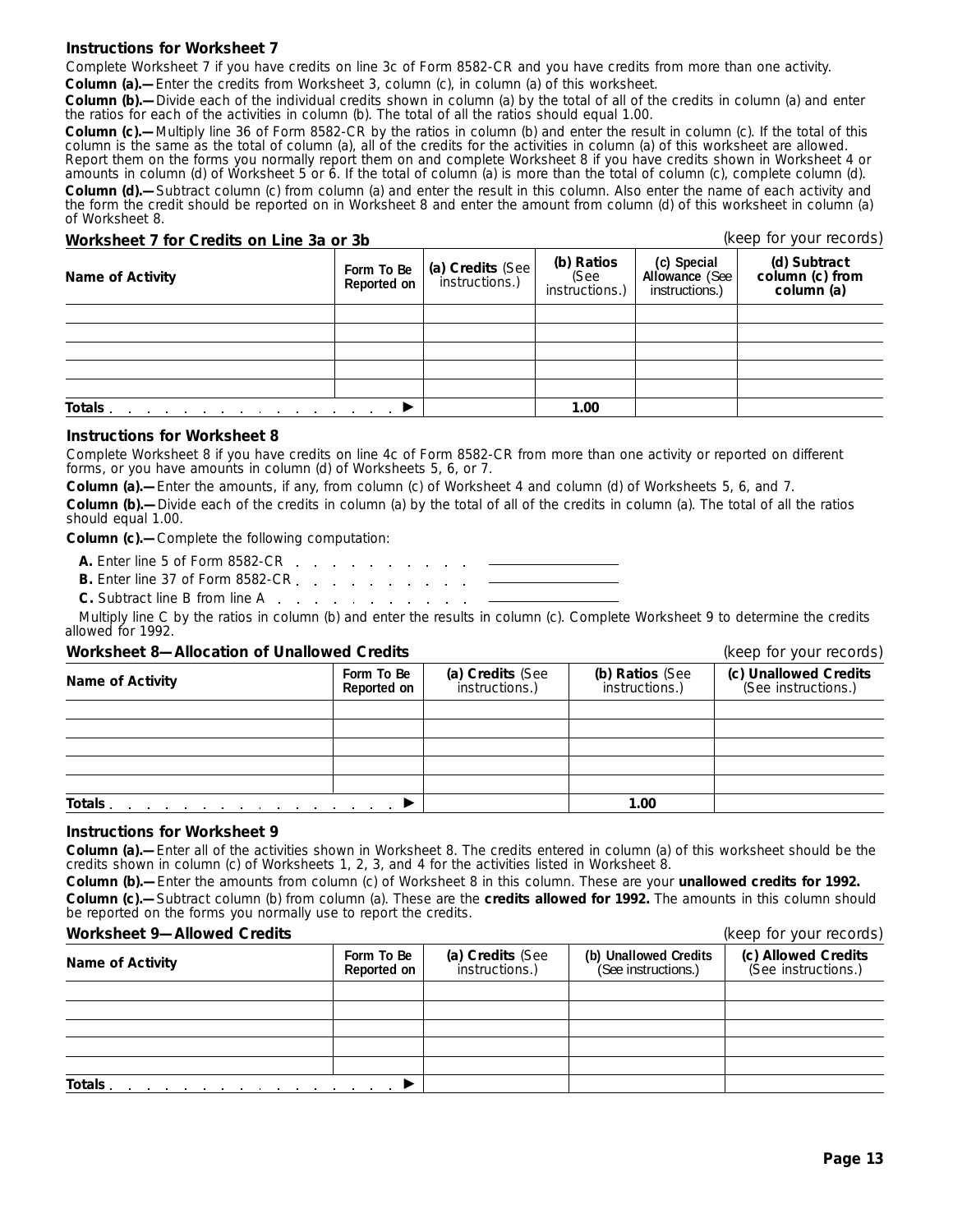### Instructions for Worksheet 7

Complete Worksheet 7 if you have credits on line 3c of Form 8582-CR and you have credits from more than one activity.

**Column (a).—** Enter the credits from Worksheet 3, column (c), in column (a) of this worksheet.

**Column (b).—** Divide each of the individual credits shown in column (a) by the total of all of the credits in column (a) and enter the ratios for each of the activities in column (b). The total of all the ratios should equal 1.00.

**Column (c).—** Multiply line 36 of Form 8582-CR by the ratios in column (b) and enter the result in column (c). If the total of this column is the same as the total of column (a), all of the credits for the activities in column (a) of this worksheet are allowed. Report them on the forms you normally report them on and complete Worksheet 8 if you have credits shown in Worksheet 4 or amounts in column (d) of Worksheet 5 or 6. If the total of column (a) is more than the total of column (c), complete column (d).

**Column (d).—** Subtract column (c) from column (a) and enter the result in this column. Also enter the name of each activity and the form the credit should be reported on in Worksheet 8 and enter the amount from column (d) of this worksheet in column (a) of Worksheet 8.

### Worksheet 7 for Credits on Line 3a or 3b

(keep for your records)

| Name of Activity | Form To Be Reported on | (a) Credits (See instructions.) | (b) Ratios (See instructions.) | (c) Special Allowance (See instructions.) | (d) Subtract column (c) from column (a) |
|---|---|---|---|---|---|
| | | | | | |
| | | | | | |
| | | | | | |
| | | | | | |
| | | | | | |
| Totals ▶ | | | 1.00 | | |

### Instructions for Worksheet 8

Complete Worksheet 8 if you have credits on line 4c of Form 8582-CR from more than one activity or reported on different forms, or you have amounts in column (d) of Worksheets 5, 6, or 7.

**Column (a).—** Enter the amounts, if any, from column (c) of Worksheet 4 and column (d) of Worksheets 5, 6, and 7.

**Column (b).—** Divide each of the credits in column (a) by the total of all of the credits in column (a). The total of all the ratios should equal 1.00.

**Column (c).—** Complete the following computation:

**A.** Enter line 5 of Form 8582-CR . . . . . . . . . . ______

**B.** Enter line 37 of Form 8582-CR . . . . . . . . . . ______

**C.** Subtract line B from line A . . . . . . . . . . ______

Multiply line C by the ratios in column (b) and enter the results in column (c). Complete Worksheet 9 to determine the credits allowed for 1992.

### Worksheet 8—Allocation of Unallowed Credits

(keep for your records)

| Name of Activity | Form To Be Reported on | (a) Credits (See instructions.) | (b) Ratios (See instructions.) | (c) Unallowed Credits (See instructions.) |
|---|---|---|---|---|
| | | | | |
| | | | | |
| | | | | |
| | | | | |
| | | | | |
| Totals ▶ | | | 1.00 | |

### Instructions for Worksheet 9

**Column (a).—** Enter all of the activities shown in Worksheet 8. The credits entered in column (a) of this worksheet should be the credits shown in column (c) of Worksheets 1, 2, 3, and 4 for the activities listed in Worksheet 8.

**Column (b).—** Enter the amounts from column (c) of Worksheet 8 in this column. These are your **unallowed credits for 1992.**

**Column (c).—** Subtract column (b) from column (a). These are the **credits allowed for 1992.** The amounts in this column should be reported on the forms you normally use to report the credits.

### Worksheet 9—Allowed Credits

(keep for your records)

| Name of Activity | Form To Be Reported on | (a) Credits (See instructions.) | (b) Unallowed Credits (See instructions.) | (c) Allowed Credits (See instructions.) |
|---|---|---|---|---|
| | | | | |
| | | | | |
| | | | | |
| | | | | |
| | | | | |
| Totals ▶ | | | | |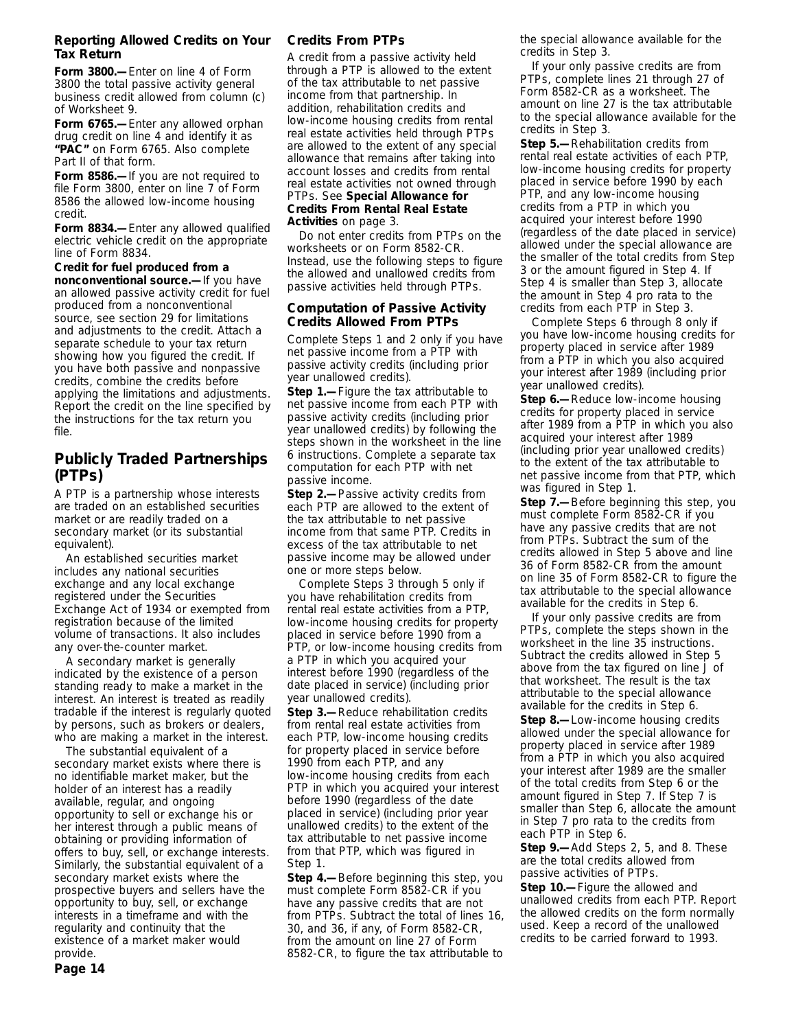### Reporting Allowed Credits on Your Tax Return

**Form 3800.—** Enter on line 4 of Form 3800 the total passive activity general business credit allowed from column (c) of Worksheet 9.

**Form 6765.—** Enter any allowed orphan drug credit on line 4 and identify it as **"PAC"** on Form 6765. Also complete Part II of that form.

**Form 8586.—** If you are not required to file Form 3800, enter on line 7 of Form 8586 the allowed low-income housing credit.

**Form 8834.—** Enter any allowed qualified electric vehicle credit on the appropriate line of Form 8834.

**Credit for fuel produced from a nonconventional source.—** If you have an allowed passive activity credit for fuel produced from a nonconventional source, see section 29 for limitations and adjustments to the credit. Attach a separate schedule to your tax return showing how you figured the credit. If you have both passive and nonpassive credits, combine the credits before applying the limitations and adjustments. Report the credit on the line specified by the instructions for the tax return you file.

## Publicly Traded Partnerships (PTPs)

A PTP is a partnership whose interests are traded on an established securities market or are readily traded on a secondary market (or its substantial equivalent).

An established securities market includes any national securities exchange and any local exchange registered under the Securities Exchange Act of 1934 or exempted from registration because of the limited volume of transactions. It also includes any over-the-counter market.

A secondary market is generally indicated by the existence of a person standing ready to make a market in the interest. An interest is treated as readily tradable if the interest is regularly quoted by persons, such as brokers or dealers, who are making a market in the interest.

The substantial equivalent of a secondary market exists where there is no identifiable market maker, but the holder of an interest has a readily available, regular, and ongoing opportunity to sell or exchange his or her interest through a public means of obtaining or providing information of offers to buy, sell, or exchange interests. Similarly, the substantial equivalent of a secondary market exists where the prospective buyers and sellers have the opportunity to buy, sell, or exchange interests in a timeframe and with the regularity and continuity that the existence of a market maker would provide.

### Credits From PTPs

A credit from a passive activity held through a PTP is allowed to the extent of the tax attributable to net passive income from that partnership. In addition, rehabilitation credits and low-income housing credits from rental real estate activities held through PTPs are allowed to the extent of any special allowance that remains after taking into account losses and credits from rental real estate activities not owned through PTPs. See **Special Allowance for Credits From Rental Real Estate Activities** on page 3.

Do not enter credits from PTPs on the worksheets or on Form 8582-CR. Instead, use the following steps to figure the allowed and unallowed credits from passive activities held through PTPs.

### Computation of Passive Activity Credits Allowed From PTPs

Complete Steps 1 and 2 only if you have net passive income from a PTP with passive activity credits (including prior year unallowed credits).

**Step 1.—** Figure the tax attributable to net passive income from each PTP with passive activity credits (including prior year unallowed credits) by following the steps shown in the worksheet in the line 6 instructions. Complete a separate tax computation for each PTP with net passive income.

**Step 2.—** Passive activity credits from each PTP are allowed to the extent of the tax attributable to net passive income from that same PTP. Credits in excess of the tax attributable to net passive income may be allowed under one or more steps below.

Complete Steps 3 through 5 only if you have rehabilitation credits from rental real estate activities from a PTP, low-income housing credits for property placed in service before 1990 from a PTP, or low-income housing credits from a PTP in which you acquired your interest before 1990 (regardless of the date placed in service) (including prior year unallowed credits).

**Step 3.—** Reduce rehabilitation credits from rental real estate activities from each PTP, low-income housing credits for property placed in service before 1990 from each PTP, and any low-income housing credits from each PTP in which you acquired your interest before 1990 (regardless of the date placed in service) (including prior year unallowed credits) to the extent of the tax attributable to net passive income from that PTP, which was figured in Step 1.

**Step 4.—** Before beginning this step, you must complete Form 8582-CR if you have any passive credits that are not from PTPs. Subtract the total of lines 16, 30, and 36, if any, of Form 8582-CR, from the amount on line 27 of Form 8582-CR, to figure the tax attributable to the special allowance available for the credits in Step 3.

If your only passive credits are from PTPs, complete lines 21 through 27 of Form 8582-CR as a worksheet. The amount on line 27 is the tax attributable to the special allowance available for the credits in Step 3.

**Step 5.—** Rehabilitation credits from rental real estate activities of each PTP, low-income housing credits for property placed in service before 1990 by each PTP, and any low-income housing credits from a PTP in which you acquired your interest before 1990 (regardless of the date placed in service) allowed under the special allowance are the smaller of the total credits from Step 3 or the amount figured in Step 4. If Step 4 is smaller than Step 3, allocate the amount in Step 4 pro rata to the credits from each PTP in Step 3.

Complete Steps 6 through 8 only if you have low-income housing credits for property placed in service after 1989 from a PTP in which you also acquired your interest after 1989 (including prior year unallowed credits).

**Step 6.—** Reduce low-income housing credits for property placed in service after 1989 from a PTP in which you also acquired your interest after 1989 (including prior year unallowed credits) to the extent of the tax attributable to net passive income from that PTP, which was figured in Step 1.

**Step 7.—** Before beginning this step, you must complete Form 8582-CR if you have any passive credits that are not from PTPs. Subtract the sum of the credits allowed in Step 5 above and line 36 of Form 8582-CR from the amount on line 35 of Form 8582-CR to figure the tax attributable to the special allowance available for the credits in Step 6.

If your only passive credits are from PTPs, complete the steps shown in the worksheet in the line 35 instructions. Subtract the credits allowed in Step 5 above from the tax figured on line J of that worksheet. The result is the tax attributable to the special allowance available for the credits in Step 6.

**Step 8.—** Low-income housing credits allowed under the special allowance for property placed in service after 1989 from a PTP in which you also acquired your interest after 1989 are the smaller of the total credits from Step 6 or the amount figured in Step 7. If Step 7 is smaller than Step 6, allocate the amount in Step 7 pro rata to the credits from each PTP in Step 6.

**Step 9.—** Add Steps 2, 5, and 8. These are the total credits allowed from passive activities of PTPs.

**Step 10.—** Figure the allowed and unallowed credits from each PTP. Report the allowed credits on the form normally used. Keep a record of the unallowed credits to be carried forward to 1993.